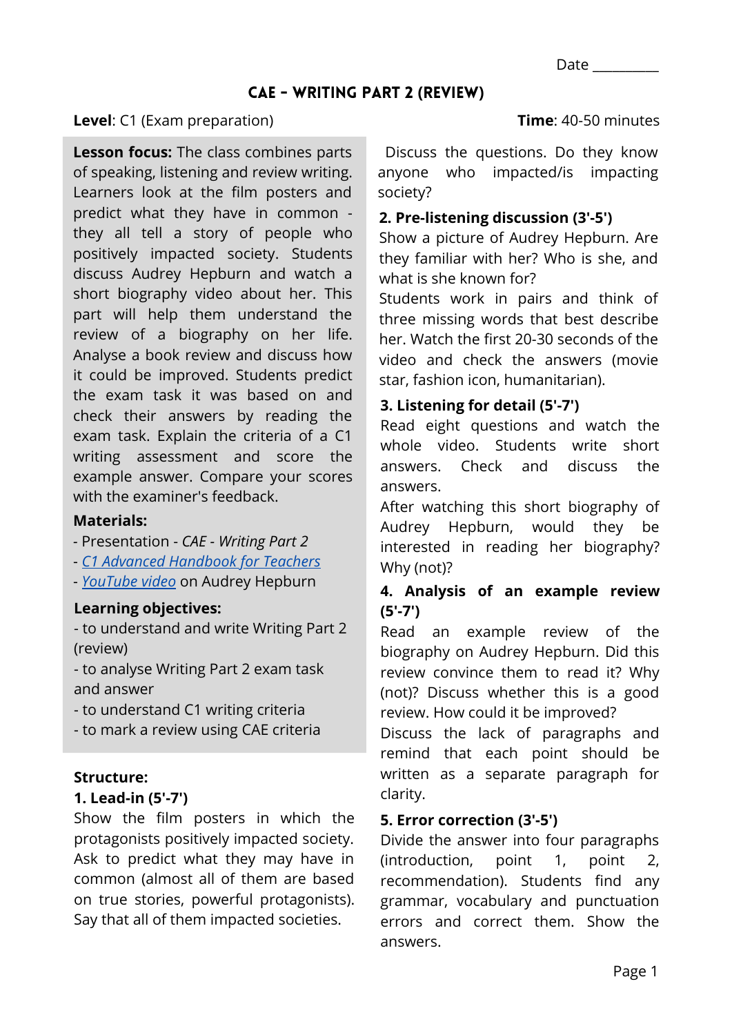Date _________

# CAE - Writing Part 2 (Review)

**Level**: C1 (Exam preparation) **Time**: 40-50 minutes

**Lesson focus:** The class combines parts of speaking, listening and review writing. Learners look at the film posters and predict what they have in common - they all tell a story of people who positively impacted society. Students discuss Audrey Hepburn and watch a short biography video about her. This part will help them understand the review of a biography on her life. Analyse a book review and discuss how it could be improved. Students predict the exam task it was based on and check their answers by reading the exam task. Explain the criteria of a C1 writing assessment and score the example answer. Compare your scores with the examiner's feedback.

**Materials:**

- Presentation - *CAE - Writing Part 2*
- *C1 Advanced Handbook for Teachers*
- YouTube video on Audrey Hepburn

**Learning objectives:**

- to understand and write Writing Part 2 (review)
- to analyse Writing Part 2 exam task and answer
- to understand C1 writing criteria
- to mark a review using CAE criteria

**Structure:**

**1. Lead-in (5'-7')**

Show the film posters in which the protagonists positively impacted society. Ask to predict what they may have in common (almost all of them are based on true stories, powerful protagonists). Say that all of them impacted societies.

Discuss the questions. Do they know anyone who impacted/is impacting society?

**2. Pre-listening discussion (3'-5')**

Show a picture of Audrey Hepburn. Are they familiar with her? Who is she, and what is she known for?

Students work in pairs and think of three missing words that best describe her. Watch the first 20-30 seconds of the video and check the answers (movie star, fashion icon, humanitarian).

**3. Listening for detail (5'-7')**

Read eight questions and watch the whole video. Students write short answers. Check and discuss the answers.

After watching this short biography of Audrey Hepburn, would they be interested in reading her biography? Why (not)?

**4. Analysis of an example review (5'-7')**

Read an example review of the biography on Audrey Hepburn. Did this review convince them to read it? Why (not)? Discuss whether this is a good review. How could it be improved?

Discuss the lack of paragraphs and remind that each point should be written as a separate paragraph for clarity.

**5. Error correction (3'-5')**

Divide the answer into four paragraphs (introduction, point 1, point 2, recommendation). Students find any grammar, vocabulary and punctuation errors and correct them. Show the answers.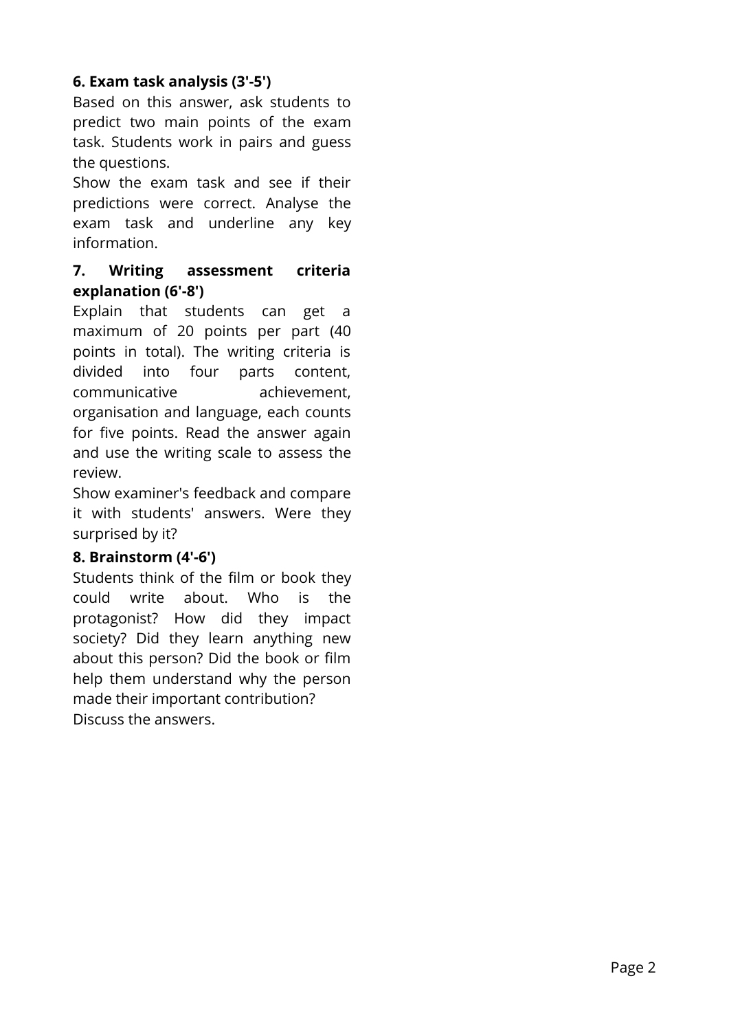**6. Exam task analysis (3'-5')**

Based on this answer, ask students to predict two main points of the exam task. Students work in pairs and guess the questions.

Show the exam task and see if their predictions were correct. Analyse the exam task and underline any key information.

**7. Writing assessment criteria explanation (6'-8')**

Explain that students can get a maximum of 20 points per part (40 points in total). The writing criteria is divided into four parts content, communicative achievement, organisation and language, each counts for five points. Read the answer again and use the writing scale to assess the review.

Show examiner's feedback and compare it with students' answers. Were they surprised by it?

**8. Brainstorm (4'-6')**

Students think of the film or book they could write about. Who is the protagonist? How did they impact society? Did they learn anything new about this person? Did the book or film help them understand why the person made their important contribution?

Discuss the answers.